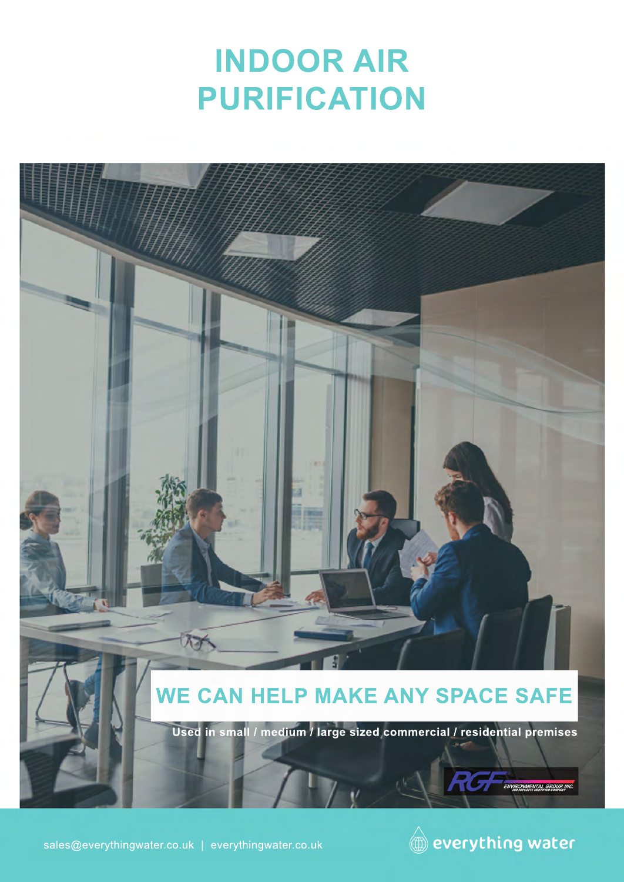# INDOOR AIR PURIFICATION

## WE CAN HELP MAKE ANY SPACE SAFE

**Used in small / medium / large sized commercial / residential premises**

RGF ENVIRONMENTAL GROUP, INC.

sales@everythingwater.co.uk | everythingwater.co.uk

everything water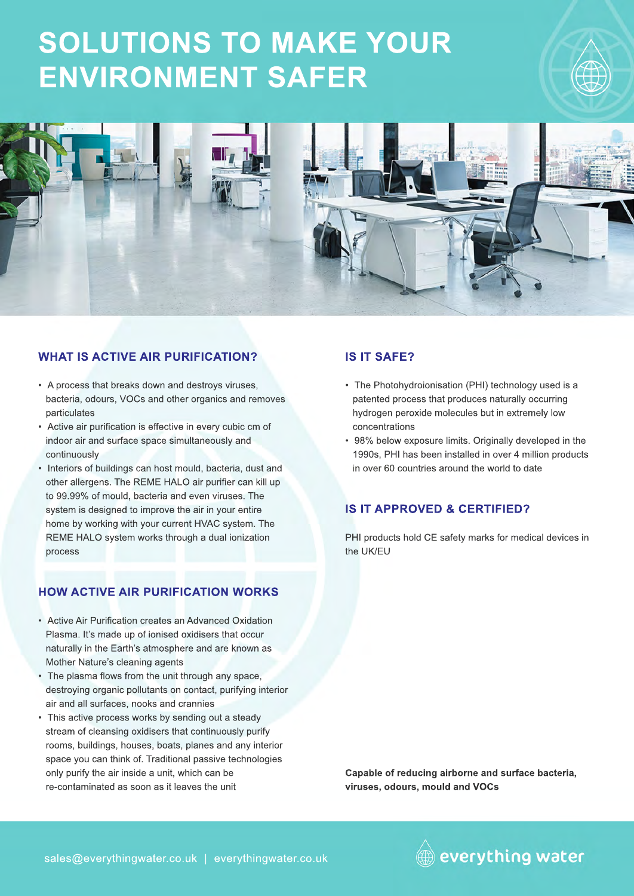# SOLUTIONS TO MAKE YOUR ENVIRONMENT SAFER

## WHAT IS ACTIVE AIR PURIFICATION?

- A process that breaks down and destroys viruses, bacteria, odours, VOCs and other organics and removes particulates
- Active air purification is effective in every cubic cm of indoor air and surface space simultaneously and continuously
- Interiors of buildings can host mould, bacteria, dust and other allergens. The REME HALO air purifier can kill up to 99.99% of mould, bacteria and even viruses. The system is designed to improve the air in your entire home by working with your current HVAC system. The REME HALO system works through a dual ionization process

## HOW ACTIVE AIR PURIFICATION WORKS

- Active Air Purification creates an Advanced Oxidation Plasma. It's made up of ionised oxidisers that occur naturally in the Earth's atmosphere and are known as Mother Nature's cleaning agents
- The plasma flows from the unit through any space, destroying organic pollutants on contact, purifying interior air and all surfaces, nooks and crannies
- This active process works by sending out a steady stream of cleansing oxidisers that continuously purify rooms, buildings, houses, boats, planes and any interior space you can think of. Traditional passive technologies only purify the air inside a unit, which can be re-contaminated as soon as it leaves the unit

## IS IT SAFE?

- The Photohydroionisation (PHI) technology used is a patented process that produces naturally occurring hydrogen peroxide molecules but in extremely low concentrations
- 98% below exposure limits. Originally developed in the 1990s, PHI has been installed in over 4 million products in over 60 countries around the world to date

## IS IT APPROVED & CERTIFIED?

PHI products hold CE safety marks for medical devices in the UK/EU

**Capable of reducing airborne and surface bacteria, viruses, odours, mould and VOCs**

sales@everythingwater.co.uk | everythingwater.co.uk

everything water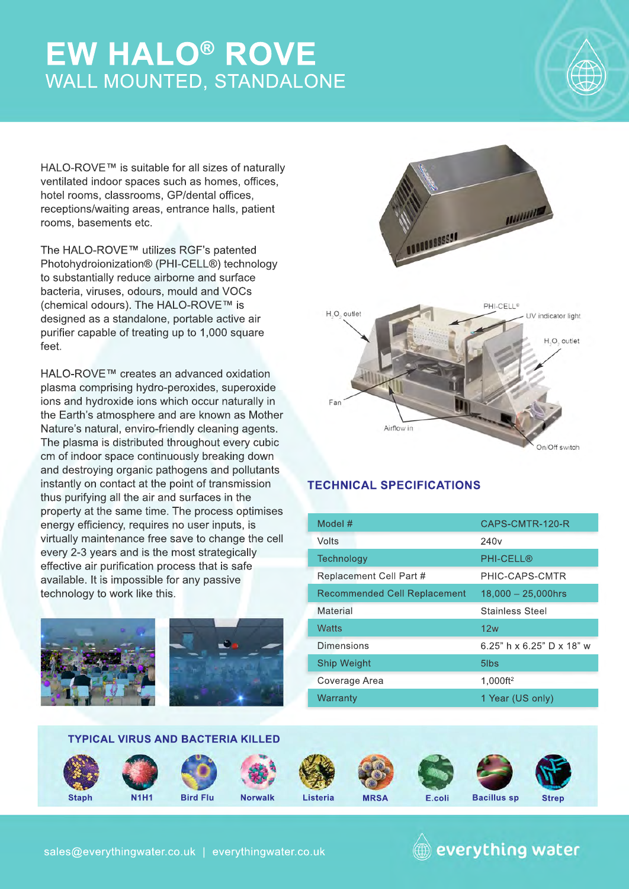# EW HALO® ROVE

## WALL MOUNTED, STANDALONE

HALO-ROVE™ is suitable for all sizes of naturally ventilated indoor spaces such as homes, offices, hotel rooms, classrooms, GP/dental offices, receptions/waiting areas, entrance halls, patient rooms, basements etc.

The HALO-ROVE™ utilizes RGF's patented Photohydroionization® (PHI-CELL®) technology to substantially reduce airborne and surface bacteria, viruses, odours, mould and VOCs (chemical odours). The HALO-ROVE™ is designed as a standalone, portable active air purifier capable of treating up to 1,000 square feet.

HALO-ROVE™ creates an advanced oxidation plasma comprising hydro-peroxides, superoxide ions and hydroxide ions which occur naturally in the Earth's atmosphere and are known as Mother Nature's natural, enviro-friendly cleaning agents. The plasma is distributed throughout every cubic cm of indoor space continuously breaking down and destroying organic pathogens and pollutants instantly on contact at the point of transmission thus purifying all the air and surfaces in the property at the same time. The process optimises energy efficiency, requires no user inputs, is virtually maintenance free save to change the cell every 2-3 years and is the most strategically effective air purification process that is safe available. It is impossible for any passive technology to work like this.

$H_2O_2$ outlet

PHI-CELL®

UV indicator light

$H_2O_2$ outlet

Fan

Airflow in

On/Off switch

### TECHNICAL SPECIFICATIONS

| Model # | CAPS-CMTR-120-R |
|---|---|
| Volts | 240v |
| Technology | PHI-CELL® |
| Replacement Cell Part # | PHIC-CAPS-CMTR |
| Recommended Cell Replacement | 18,000 – 25,000hrs |
| Material | Stainless Steel |
| Watts | 12w |
| Dimensions | 6.25" h x 6.25" D x 18" w |
| Ship Weight | 5lbs |
| Coverage Area | 1,000ft² |
| Warranty | 1 Year (US only) |

### TYPICAL VIRUS AND BACTERIA KILLED

Staph, N1H1, Bird Flu, Norwalk, Listeria, MRSA, E.coli, Bacillus sp, Strep

sales@everythingwater.co.uk | everythingwater.co.uk

everything water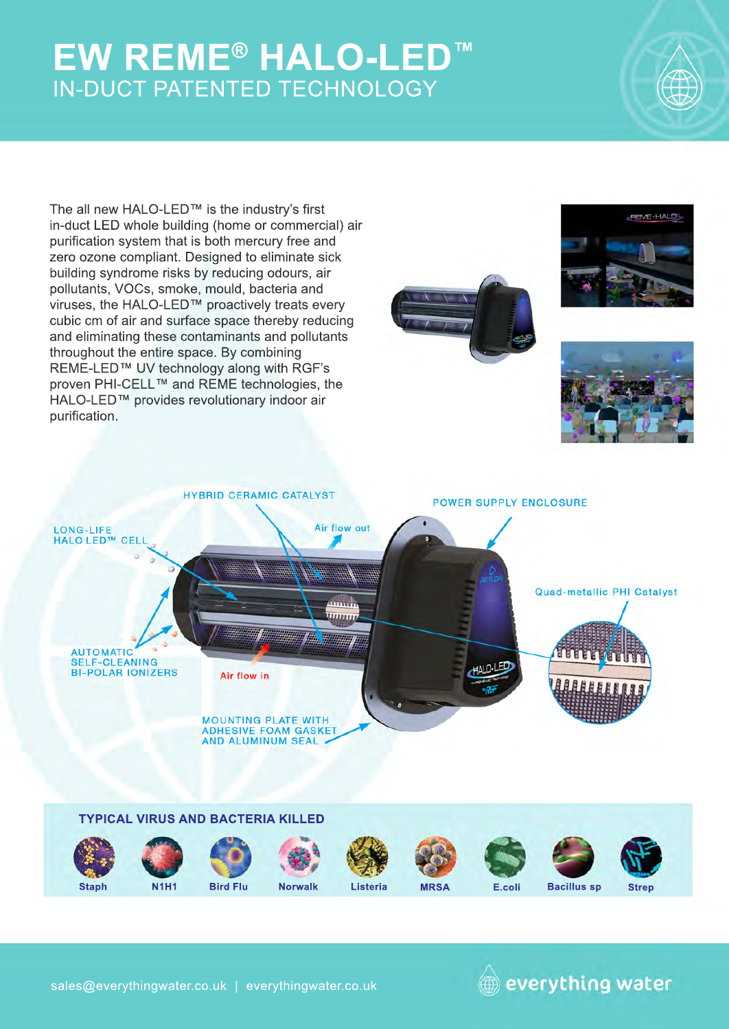# EW REME® HALO-LED™

## IN-DUCT PATENTED TECHNOLOGY

The all new HALO-LED™ is the industry's first in-duct LED whole building (home or commercial) air purification system that is both mercury free and zero ozone compliant. Designed to eliminate sick building syndrome risks by reducing odours, air pollutants, VOCs, smoke, mould, bacteria and viruses, the HALO-LED™ proactively treats every cubic cm of air and surface space thereby reducing and eliminating these contaminants and pollutants throughout the entire space. By combining REME-LED™ UV technology along with RGF's proven PHI-CELL™ and REME technologies, the HALO-LED™ provides revolutionary indoor air purification.

HYBRID CERAMIC CATALYST

POWER SUPPLY ENCLOSURE

LONG-LIFE HALO LED™ CELL

Air flow out

Quad-metallic PHI Catalyst

AUTOMATIC SELF-CLEANING BI-POLAR IONIZERS

Air flow in

MOUNTING PLATE WITH ADHESIVE FOAM GASKET AND ALUMINUM SEAL

### TYPICAL VIRUS AND BACTERIA KILLED

Staph | N1H1 | Bird Flu | Norwalk | Listeria | MRSA | E.coli | Bacillus sp | Strep

sales@everythingwater.co.uk | everythingwater.co.uk

everything water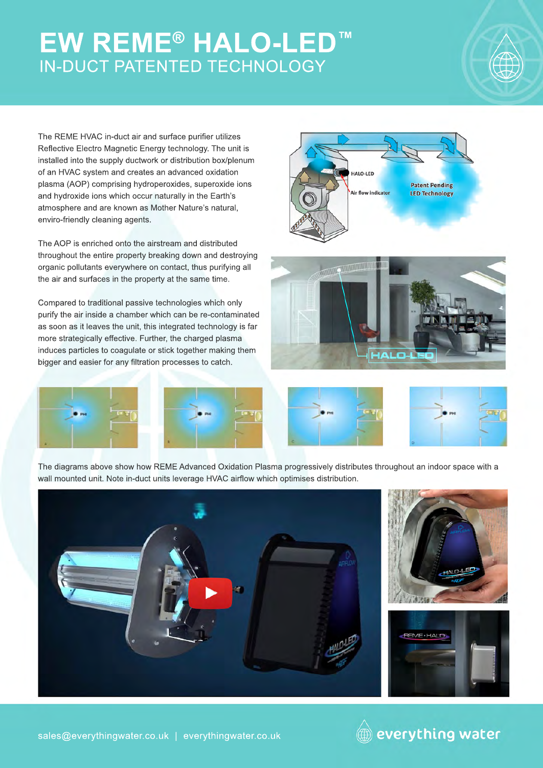# EW REME® HALO-LED™

## IN-DUCT PATENTED TECHNOLOGY

The REME HVAC in-duct air and surface purifier utilizes Reflective Electro Magnetic Energy technology. The unit is installed into the supply ductwork or distribution box/plenum of an HVAC system and creates an advanced oxidation plasma (AOP) comprising hydroperoxides, superoxide ions and hydroxide ions which occur naturally in the Earth's atmosphere and are known as Mother Nature's natural, enviro-friendly cleaning agents.

The AOP is enriched onto the airstream and distributed throughout the entire property breaking down and destroying organic pollutants everywhere on contact, thus purifying all the air and surfaces in the property at the same time.

Compared to traditional passive technologies which only purify the air inside a chamber which can be re-contaminated as soon as it leaves the unit, this integrated technology is far more strategically effective. Further, the charged plasma induces particles to coagulate or stick together making them bigger and easier for any filtration processes to catch.

The diagrams above show how REME Advanced Oxidation Plasma progressively distributes throughout an indoor space with a wall mounted unit. Note in-duct units leverage HVAC airflow which optimises distribution.

sales@everythingwater.co.uk | everythingwater.co.uk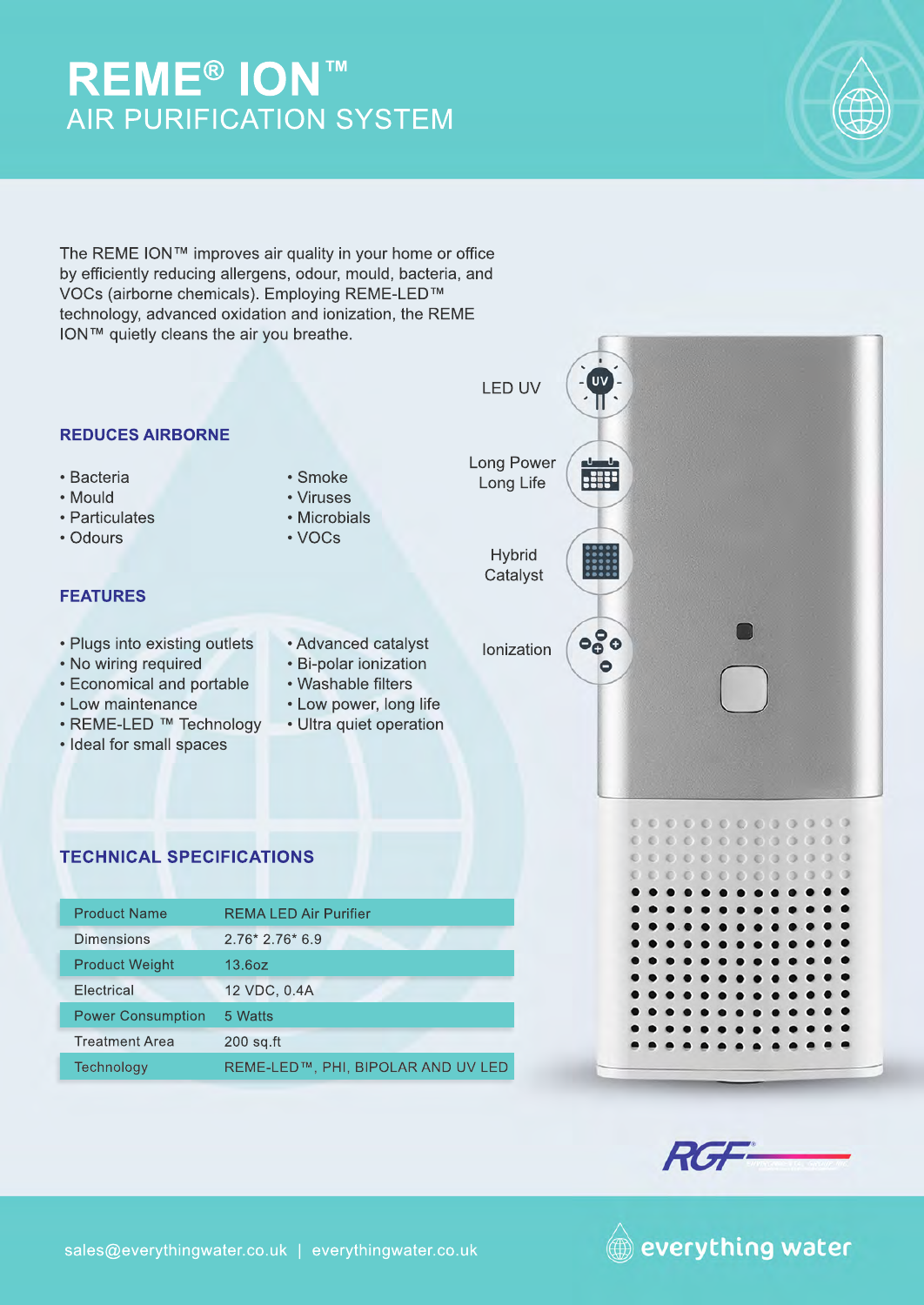# REME® ION™
## AIR PURIFICATION SYSTEM

The REME ION™ improves air quality in your home or office by efficiently reducing allergens, odour, mould, bacteria, and VOCs (airborne chemicals). Employing REME-LED™ technology, advanced oxidation and ionization, the REME ION™ quietly cleans the air you breathe.

LED UV

Long Power Long Life

Hybrid Catalyst

Ionization

### REDUCES AIRBORNE

- Bacteria
- Mould
- Particulates
- Odours
- Smoke
- Viruses
- Microbials
- VOCs

### FEATURES

- Plugs into existing outlets
- No wiring required
- Economical and portable
- Low maintenance
- REME-LED ™ Technology
- Ideal for small spaces
- Advanced catalyst
- Bi-polar ionization
- Washable filters
- Low power, long life
- Ultra quiet operation

### TECHNICAL SPECIFICATIONS

| | |
|---|---|
| Product Name | REMA LED Air Purifier |
| Dimensions | 2.76* 2.76* 6.9 |
| Product Weight | 13.6oz |
| Electrical | 12 VDC, 0.4A |
| Power Consumption | 5 Watts |
| Treatment Area | 200 sq.ft |
| Technology | REME-LED™, PHI, BIPOLAR AND UV LED |

RGF

sales@everythingwater.co.uk | everythingwater.co.uk

everything water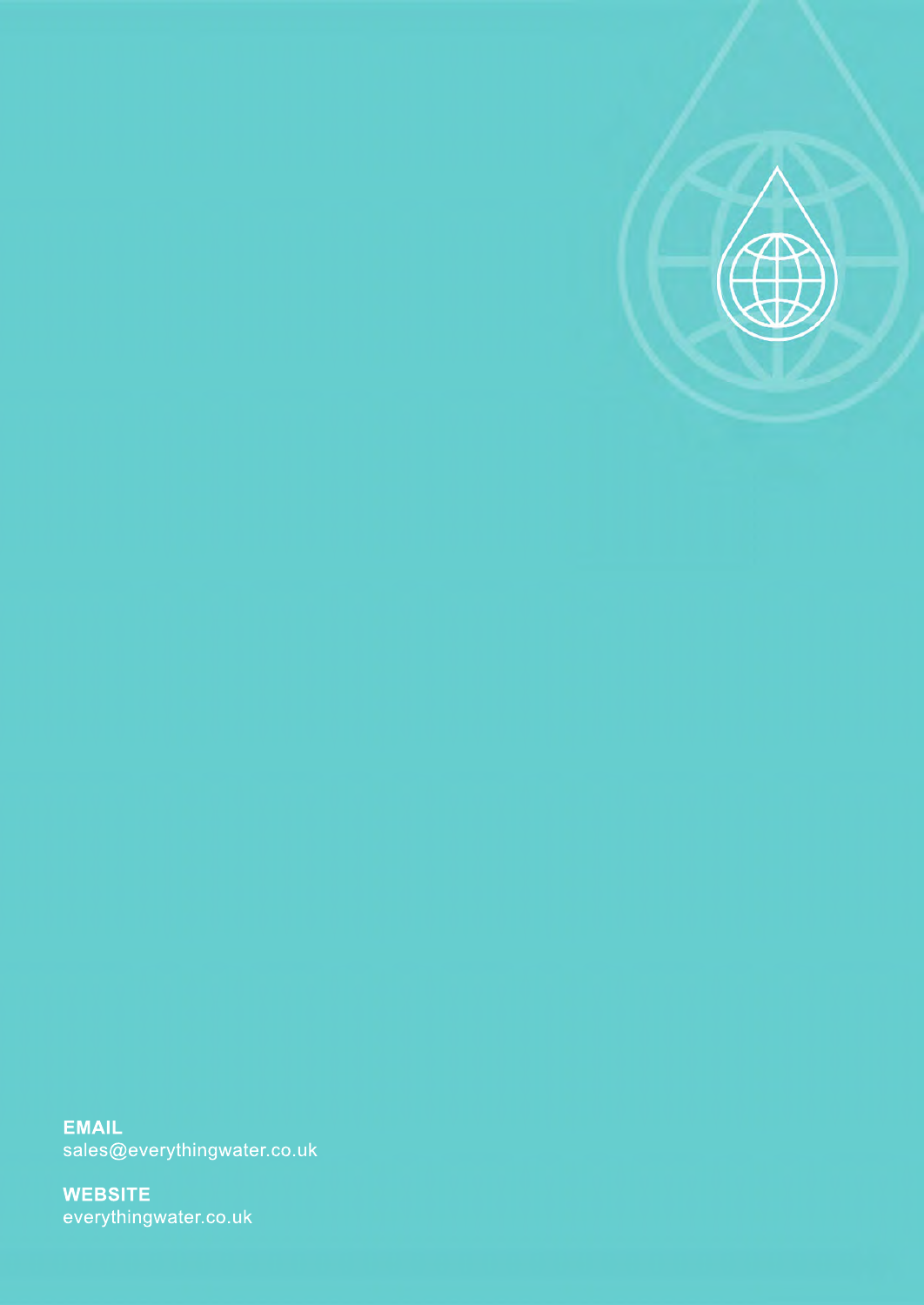**EMAIL**
sales@everythingwater.co.uk

**WEBSITE**
everythingwater.co.uk